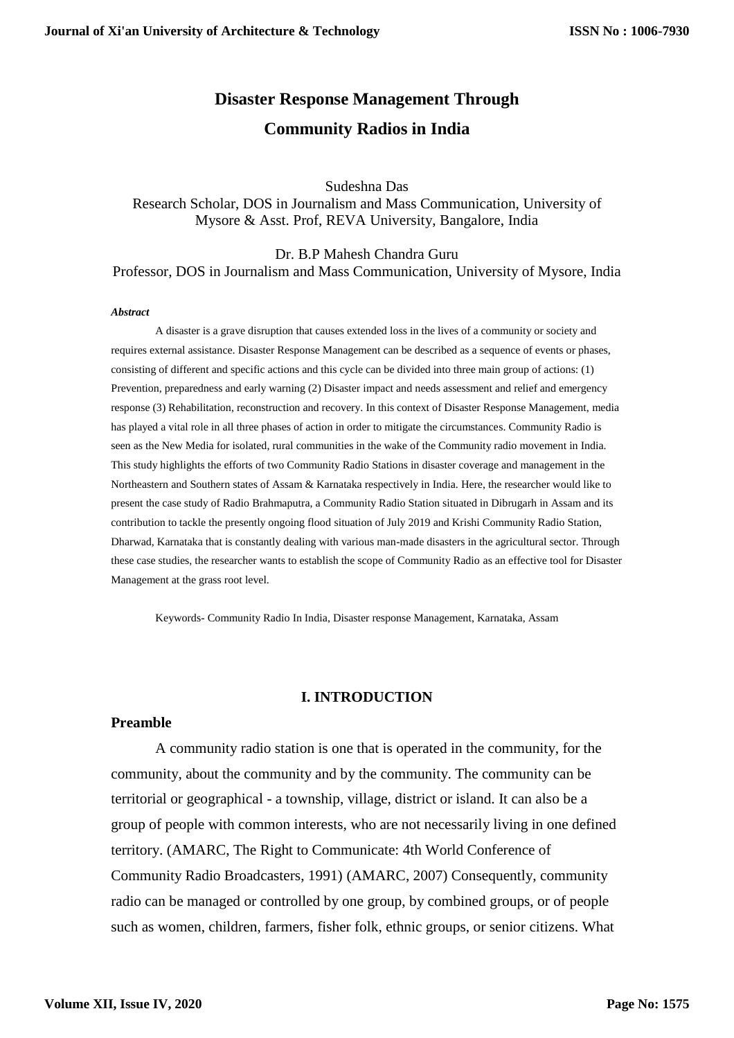# Disaster Response Management Through Community Radios in India

Sudeshna Das
Research Scholar, DOS in Journalism and Mass Communication, University of Mysore & Asst. Prof, REVA University, Bangalore, India

Dr. B.P Mahesh Chandra Guru
Professor, DOS in Journalism and Mass Communication, University of Mysore, India

***Abstract***

A disaster is a grave disruption that causes extended loss in the lives of a community or society and requires external assistance. Disaster Response Management can be described as a sequence of events or phases, consisting of different and specific actions and this cycle can be divided into three main group of actions: (1) Prevention, preparedness and early warning (2) Disaster impact and needs assessment and relief and emergency response (3) Rehabilitation, reconstruction and recovery. In this context of Disaster Response Management, media has played a vital role in all three phases of action in order to mitigate the circumstances. Community Radio is seen as the New Media for isolated, rural communities in the wake of the Community radio movement in India. This study highlights the efforts of two Community Radio Stations in disaster coverage and management in the Northeastern and Southern states of Assam & Karnataka respectively in India. Here, the researcher would like to present the case study of Radio Brahmaputra, a Community Radio Station situated in Dibrugarh in Assam and its contribution to tackle the presently ongoing flood situation of July 2019 and Krishi Community Radio Station, Dharwad, Karnataka that is constantly dealing with various man-made disasters in the agricultural sector. Through these case studies, the researcher wants to establish the scope of Community Radio as an effective tool for Disaster Management at the grass root level.

Keywords- Community Radio In India, Disaster response Management, Karnataka, Assam

## I. INTRODUCTION

### Preamble

A community radio station is one that is operated in the community, for the community, about the community and by the community. The community can be territorial or geographical - a township, village, district or island. It can also be a group of people with common interests, who are not necessarily living in one defined territory. (AMARC, The Right to Communicate: 4th World Conference of Community Radio Broadcasters, 1991) (AMARC, 2007) Consequently, community radio can be managed or controlled by one group, by combined groups, or of people such as women, children, farmers, fisher folk, ethnic groups, or senior citizens. What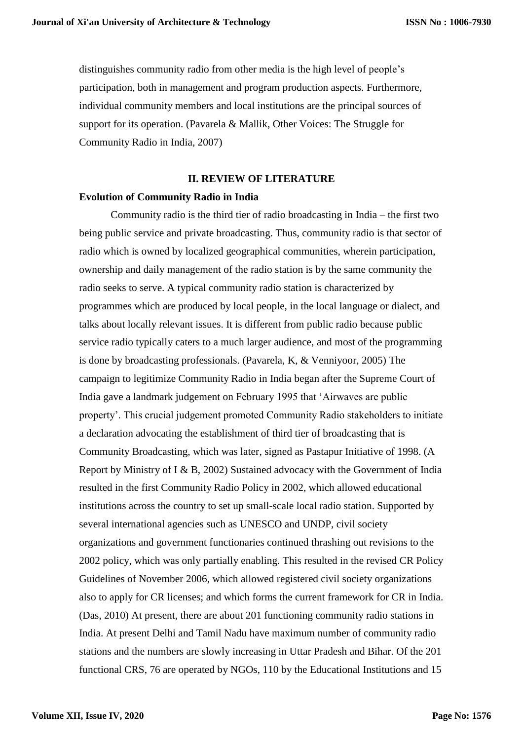distinguishes community radio from other media is the high level of people's participation, both in management and program production aspects. Furthermore, individual community members and local institutions are the principal sources of support for its operation. (Pavarela & Mallik, Other Voices: The Struggle for Community Radio in India, 2007)

## II. REVIEW OF LITERATURE

### Evolution of Community Radio in India

Community radio is the third tier of radio broadcasting in India – the first two being public service and private broadcasting. Thus, community radio is that sector of radio which is owned by localized geographical communities, wherein participation, ownership and daily management of the radio station is by the same community the radio seeks to serve. A typical community radio station is characterized by programmes which are produced by local people, in the local language or dialect, and talks about locally relevant issues. It is different from public radio because public service radio typically caters to a much larger audience, and most of the programming is done by broadcasting professionals. (Pavarela, K, & Venniyoor, 2005) The campaign to legitimize Community Radio in India began after the Supreme Court of India gave a landmark judgement on February 1995 that 'Airwaves are public property'. This crucial judgement promoted Community Radio stakeholders to initiate a declaration advocating the establishment of third tier of broadcasting that is Community Broadcasting, which was later, signed as Pastapur Initiative of 1998. (A Report by Ministry of I & B, 2002) Sustained advocacy with the Government of India resulted in the first Community Radio Policy in 2002, which allowed educational institutions across the country to set up small-scale local radio station. Supported by several international agencies such as UNESCO and UNDP, civil society organizations and government functionaries continued thrashing out revisions to the 2002 policy, which was only partially enabling. This resulted in the revised CR Policy Guidelines of November 2006, which allowed registered civil society organizations also to apply for CR licenses; and which forms the current framework for CR in India. (Das, 2010) At present, there are about 201 functioning community radio stations in India. At present Delhi and Tamil Nadu have maximum number of community radio stations and the numbers are slowly increasing in Uttar Pradesh and Bihar. Of the 201 functional CRS, 76 are operated by NGOs, 110 by the Educational Institutions and 15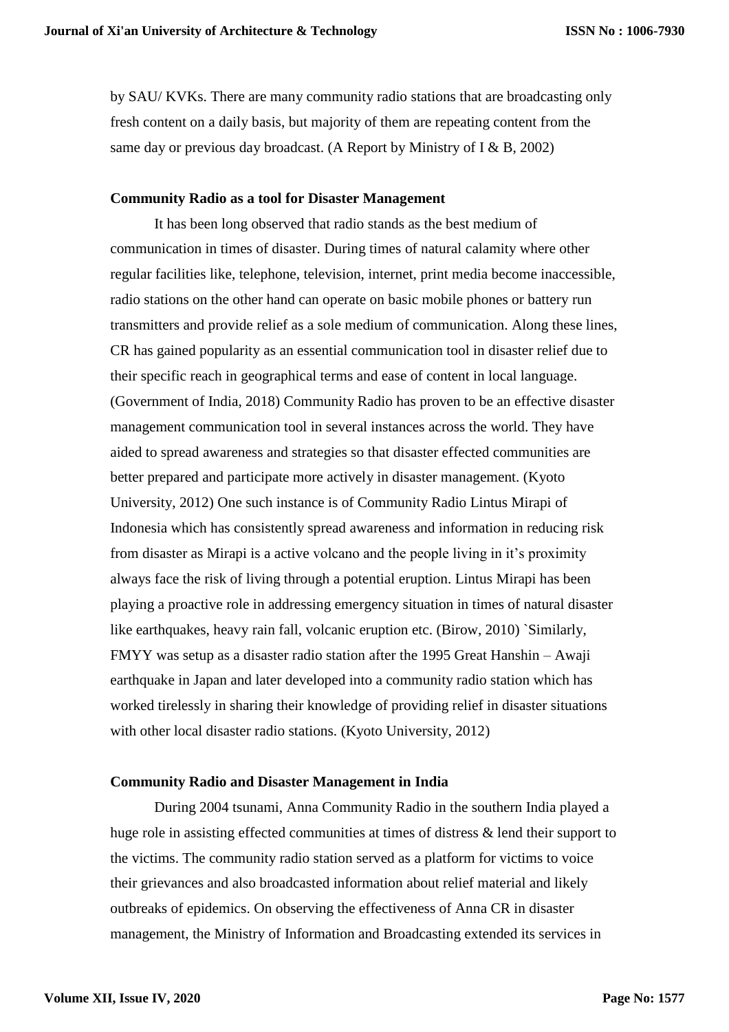by SAU/ KVKs. There are many community radio stations that are broadcasting only fresh content on a daily basis, but majority of them are repeating content from the same day or previous day broadcast. (A Report by Ministry of I & B, 2002)

### Community Radio as a tool for Disaster Management

It has been long observed that radio stands as the best medium of communication in times of disaster. During times of natural calamity where other regular facilities like, telephone, television, internet, print media become inaccessible, radio stations on the other hand can operate on basic mobile phones or battery run transmitters and provide relief as a sole medium of communication. Along these lines, CR has gained popularity as an essential communication tool in disaster relief due to their specific reach in geographical terms and ease of content in local language. (Government of India, 2018) Community Radio has proven to be an effective disaster management communication tool in several instances across the world. They have aided to spread awareness and strategies so that disaster effected communities are better prepared and participate more actively in disaster management. (Kyoto University, 2012) One such instance is of Community Radio Lintus Mirapi of Indonesia which has consistently spread awareness and information in reducing risk from disaster as Mirapi is a active volcano and the people living in it's proximity always face the risk of living through a potential eruption. Lintus Mirapi has been playing a proactive role in addressing emergency situation in times of natural disaster like earthquakes, heavy rain fall, volcanic eruption etc. (Birow, 2010) `Similarly, FMYY was setup as a disaster radio station after the 1995 Great Hanshin – Awaji earthquake in Japan and later developed into a community radio station which has worked tirelessly in sharing their knowledge of providing relief in disaster situations with other local disaster radio stations. (Kyoto University, 2012)

### Community Radio and Disaster Management in India

During 2004 tsunami, Anna Community Radio in the southern India played a huge role in assisting effected communities at times of distress & lend their support to the victims. The community radio station served as a platform for victims to voice their grievances and also broadcasted information about relief material and likely outbreaks of epidemics. On observing the effectiveness of Anna CR in disaster management, the Ministry of Information and Broadcasting extended its services in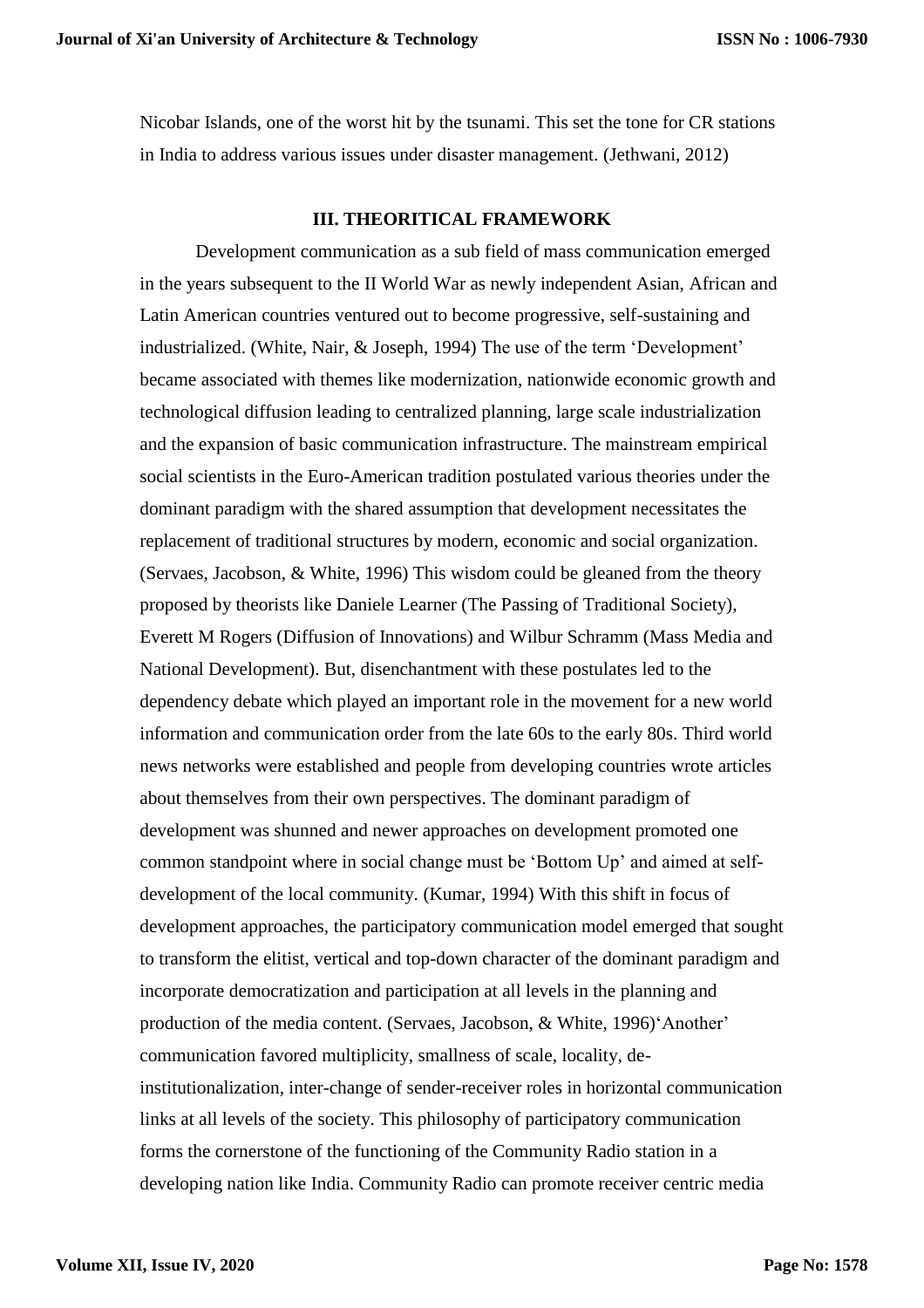Nicobar Islands, one of the worst hit by the tsunami. This set the tone for CR stations in India to address various issues under disaster management. (Jethwani, 2012)

## III. THEORITICAL FRAMEWORK

Development communication as a sub field of mass communication emerged in the years subsequent to the II World War as newly independent Asian, African and Latin American countries ventured out to become progressive, self-sustaining and industrialized. (White, Nair, & Joseph, 1994) The use of the term 'Development' became associated with themes like modernization, nationwide economic growth and technological diffusion leading to centralized planning, large scale industrialization and the expansion of basic communication infrastructure. The mainstream empirical social scientists in the Euro-American tradition postulated various theories under the dominant paradigm with the shared assumption that development necessitates the replacement of traditional structures by modern, economic and social organization. (Servaes, Jacobson, & White, 1996) This wisdom could be gleaned from the theory proposed by theorists like Daniele Learner (The Passing of Traditional Society), Everett M Rogers (Diffusion of Innovations) and Wilbur Schramm (Mass Media and National Development). But, disenchantment with these postulates led to the dependency debate which played an important role in the movement for a new world information and communication order from the late 60s to the early 80s. Third world news networks were established and people from developing countries wrote articles about themselves from their own perspectives. The dominant paradigm of development was shunned and newer approaches on development promoted one common standpoint where in social change must be 'Bottom Up' and aimed at self-development of the local community. (Kumar, 1994) With this shift in focus of development approaches, the participatory communication model emerged that sought to transform the elitist, vertical and top-down character of the dominant paradigm and incorporate democratization and participation at all levels in the planning and production of the media content. (Servaes, Jacobson, & White, 1996)'Another' communication favored multiplicity, smallness of scale, locality, de-institutionalization, inter-change of sender-receiver roles in horizontal communication links at all levels of the society. This philosophy of participatory communication forms the cornerstone of the functioning of the Community Radio station in a developing nation like India. Community Radio can promote receiver centric media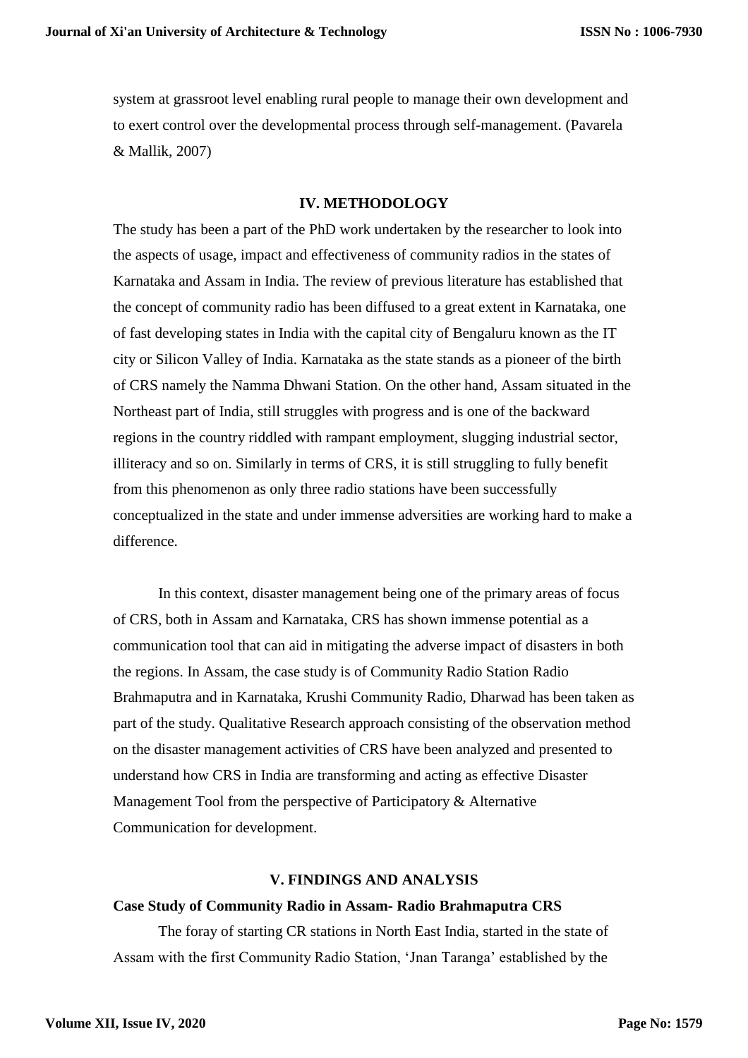system at grassroot level enabling rural people to manage their own development and to exert control over the developmental process through self-management. (Pavarela & Mallik, 2007)

## IV. METHODOLOGY

The study has been a part of the PhD work undertaken by the researcher to look into the aspects of usage, impact and effectiveness of community radios in the states of Karnataka and Assam in India. The review of previous literature has established that the concept of community radio has been diffused to a great extent in Karnataka, one of fast developing states in India with the capital city of Bengaluru known as the IT city or Silicon Valley of India. Karnataka as the state stands as a pioneer of the birth of CRS namely the Namma Dhwani Station. On the other hand, Assam situated in the Northeast part of India, still struggles with progress and is one of the backward regions in the country riddled with rampant employment, slugging industrial sector, illiteracy and so on. Similarly in terms of CRS, it is still struggling to fully benefit from this phenomenon as only three radio stations have been successfully conceptualized in the state and under immense adversities are working hard to make a difference.

In this context, disaster management being one of the primary areas of focus of CRS, both in Assam and Karnataka, CRS has shown immense potential as a communication tool that can aid in mitigating the adverse impact of disasters in both the regions. In Assam, the case study is of Community Radio Station Radio Brahmaputra and in Karnataka, Krushi Community Radio, Dharwad has been taken as part of the study. Qualitative Research approach consisting of the observation method on the disaster management activities of CRS have been analyzed and presented to understand how CRS in India are transforming and acting as effective Disaster Management Tool from the perspective of Participatory & Alternative Communication for development.

## V. FINDINGS AND ANALYSIS

**Case Study of Community Radio in Assam- Radio Brahmaputra CRS**

The foray of starting CR stations in North East India, started in the state of Assam with the first Community Radio Station, 'Jnan Taranga' established by the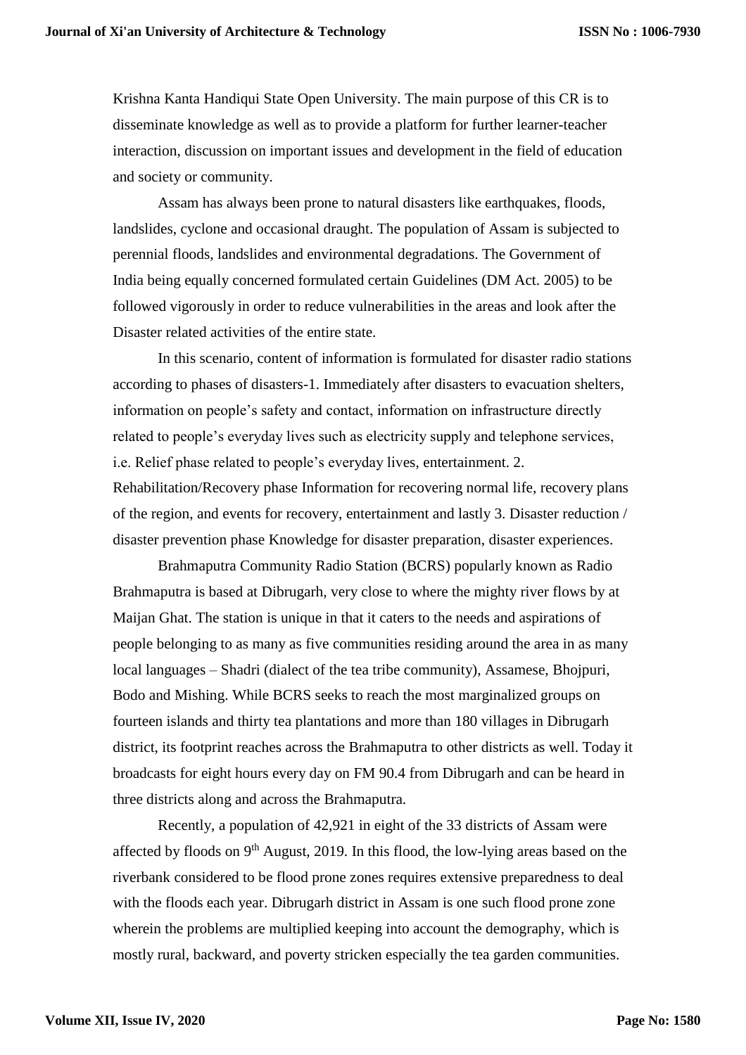Krishna Kanta Handiqui State Open University. The main purpose of this CR is to disseminate knowledge as well as to provide a platform for further learner-teacher interaction, discussion on important issues and development in the field of education and society or community.

Assam has always been prone to natural disasters like earthquakes, floods, landslides, cyclone and occasional draught. The population of Assam is subjected to perennial floods, landslides and environmental degradations. The Government of India being equally concerned formulated certain Guidelines (DM Act. 2005) to be followed vigorously in order to reduce vulnerabilities in the areas and look after the Disaster related activities of the entire state.

In this scenario, content of information is formulated for disaster radio stations according to phases of disasters-1. Immediately after disasters to evacuation shelters, information on people's safety and contact, information on infrastructure directly related to people's everyday lives such as electricity supply and telephone services, i.e. Relief phase related to people's everyday lives, entertainment. 2. Rehabilitation/Recovery phase Information for recovering normal life, recovery plans of the region, and events for recovery, entertainment and lastly 3. Disaster reduction / disaster prevention phase Knowledge for disaster preparation, disaster experiences.

Brahmaputra Community Radio Station (BCRS) popularly known as Radio Brahmaputra is based at Dibrugarh, very close to where the mighty river flows by at Maijan Ghat. The station is unique in that it caters to the needs and aspirations of people belonging to as many as five communities residing around the area in as many local languages – Shadri (dialect of the tea tribe community), Assamese, Bhojpuri, Bodo and Mishing. While BCRS seeks to reach the most marginalized groups on fourteen islands and thirty tea plantations and more than 180 villages in Dibrugarh district, its footprint reaches across the Brahmaputra to other districts as well. Today it broadcasts for eight hours every day on FM 90.4 from Dibrugarh and can be heard in three districts along and across the Brahmaputra.

Recently, a population of 42,921 in eight of the 33 districts of Assam were affected by floods on 9th August, 2019. In this flood, the low-lying areas based on the riverbank considered to be flood prone zones requires extensive preparedness to deal with the floods each year. Dibrugarh district in Assam is one such flood prone zone wherein the problems are multiplied keeping into account the demography, which is mostly rural, backward, and poverty stricken especially the tea garden communities.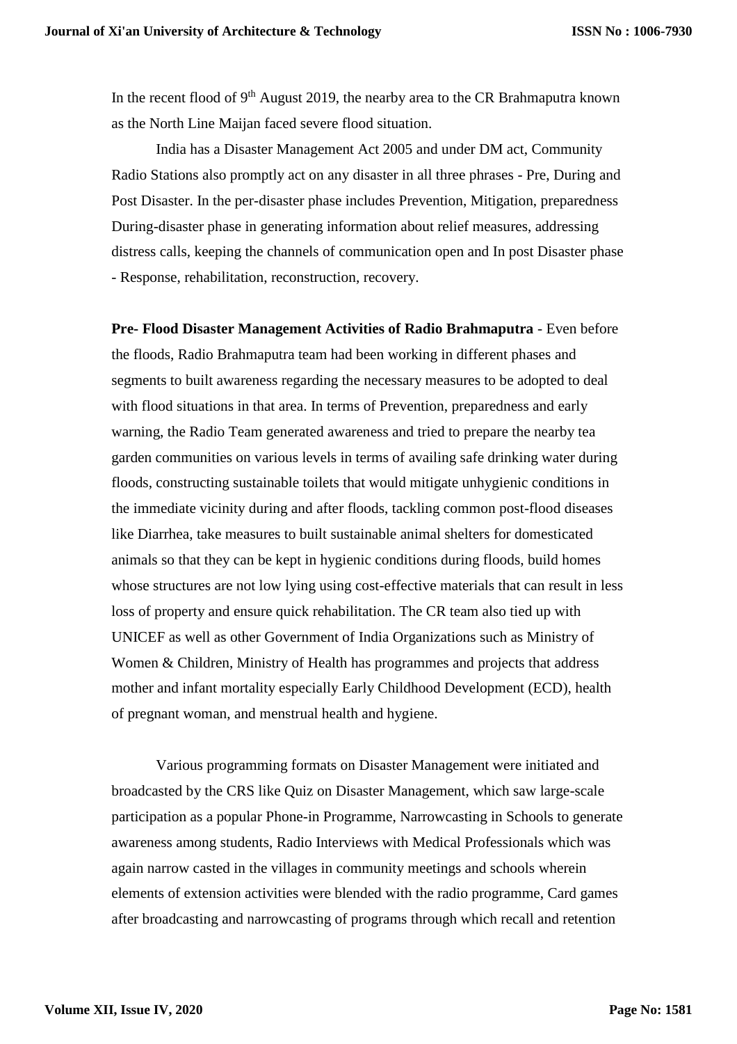In the recent flood of 9th August 2019, the nearby area to the CR Brahmaputra known as the North Line Maijan faced severe flood situation.

India has a Disaster Management Act 2005 and under DM act, Community Radio Stations also promptly act on any disaster in all three phrases - Pre, During and Post Disaster. In the per-disaster phase includes Prevention, Mitigation, preparedness During-disaster phase in generating information about relief measures, addressing distress calls, keeping the channels of communication open and In post Disaster phase - Response, rehabilitation, reconstruction, recovery.

**Pre- Flood Disaster Management Activities of Radio Brahmaputra** - Even before the floods, Radio Brahmaputra team had been working in different phases and segments to built awareness regarding the necessary measures to be adopted to deal with flood situations in that area. In terms of Prevention, preparedness and early warning, the Radio Team generated awareness and tried to prepare the nearby tea garden communities on various levels in terms of availing safe drinking water during floods, constructing sustainable toilets that would mitigate unhygienic conditions in the immediate vicinity during and after floods, tackling common post-flood diseases like Diarrhea, take measures to built sustainable animal shelters for domesticated animals so that they can be kept in hygienic conditions during floods, build homes whose structures are not low lying using cost-effective materials that can result in less loss of property and ensure quick rehabilitation. The CR team also tied up with UNICEF as well as other Government of India Organizations such as Ministry of Women & Children, Ministry of Health has programmes and projects that address mother and infant mortality especially Early Childhood Development (ECD), health of pregnant woman, and menstrual health and hygiene.

Various programming formats on Disaster Management were initiated and broadcasted by the CRS like Quiz on Disaster Management, which saw large-scale participation as a popular Phone-in Programme, Narrowcasting in Schools to generate awareness among students, Radio Interviews with Medical Professionals which was again narrow casted in the villages in community meetings and schools wherein elements of extension activities were blended with the radio programme, Card games after broadcasting and narrowcasting of programs through which recall and retention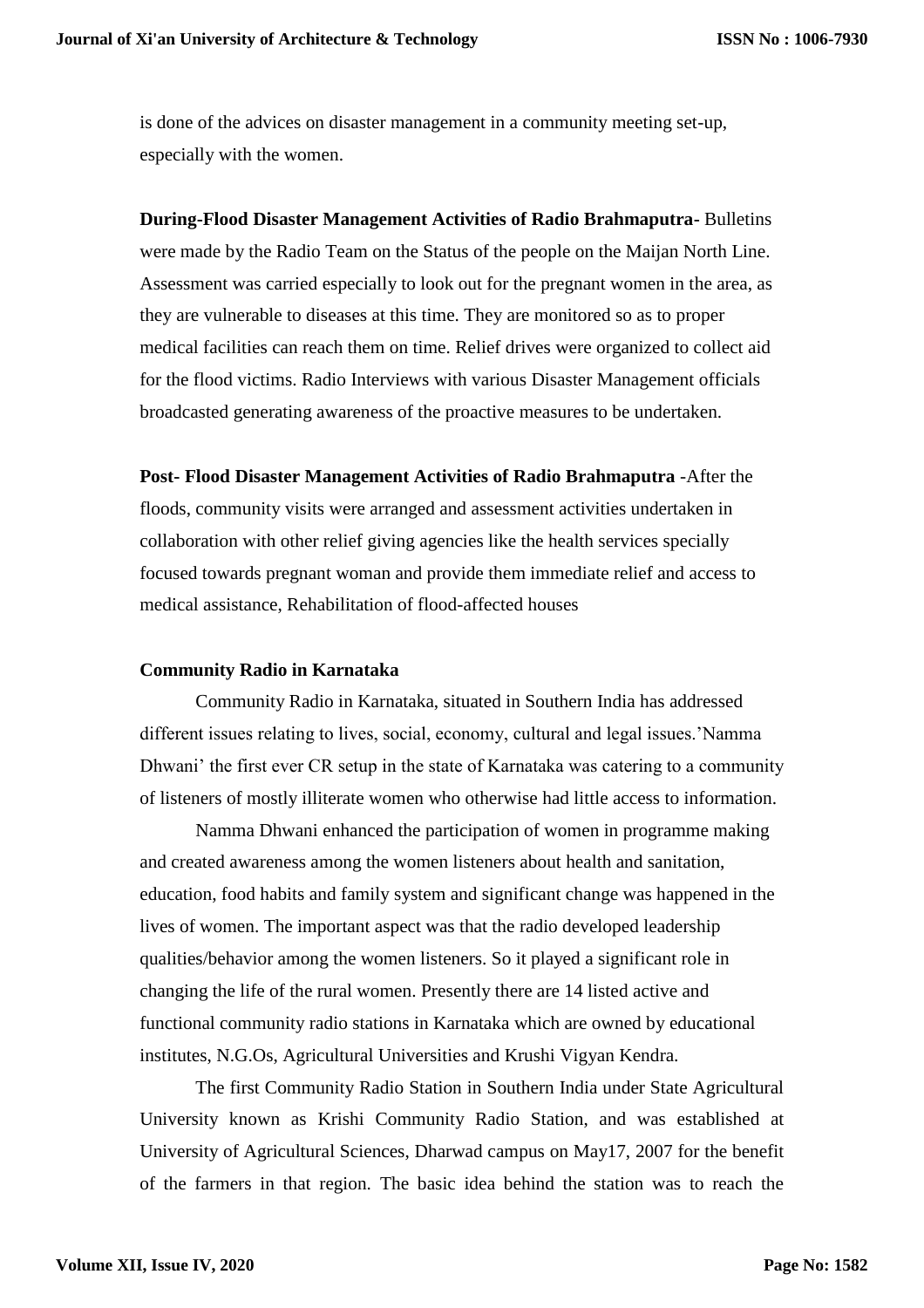is done of the advices on disaster management in a community meeting set-up, especially with the women.

**During-Flood Disaster Management Activities of Radio Brahmaputra-** Bulletins were made by the Radio Team on the Status of the people on the Maijan North Line. Assessment was carried especially to look out for the pregnant women in the area, as they are vulnerable to diseases at this time. They are monitored so as to proper medical facilities can reach them on time. Relief drives were organized to collect aid for the flood victims. Radio Interviews with various Disaster Management officials broadcasted generating awareness of the proactive measures to be undertaken.

**Post- Flood Disaster Management Activities of Radio Brahmaputra** -After the floods, community visits were arranged and assessment activities undertaken in collaboration with other relief giving agencies like the health services specially focused towards pregnant woman and provide them immediate relief and access to medical assistance, Rehabilitation of flood-affected houses

**Community Radio in Karnataka**

Community Radio in Karnataka, situated in Southern India has addressed different issues relating to lives, social, economy, cultural and legal issues.'Namma Dhwani' the first ever CR setup in the state of Karnataka was catering to a community of listeners of mostly illiterate women who otherwise had little access to information.

Namma Dhwani enhanced the participation of women in programme making and created awareness among the women listeners about health and sanitation, education, food habits and family system and significant change was happened in the lives of women. The important aspect was that the radio developed leadership qualities/behavior among the women listeners. So it played a significant role in changing the life of the rural women. Presently there are 14 listed active and functional community radio stations in Karnataka which are owned by educational institutes, N.G.Os, Agricultural Universities and Krushi Vigyan Kendra.

The first Community Radio Station in Southern India under State Agricultural University known as Krishi Community Radio Station, and was established at University of Agricultural Sciences, Dharwad campus on May17, 2007 for the benefit of the farmers in that region. The basic idea behind the station was to reach the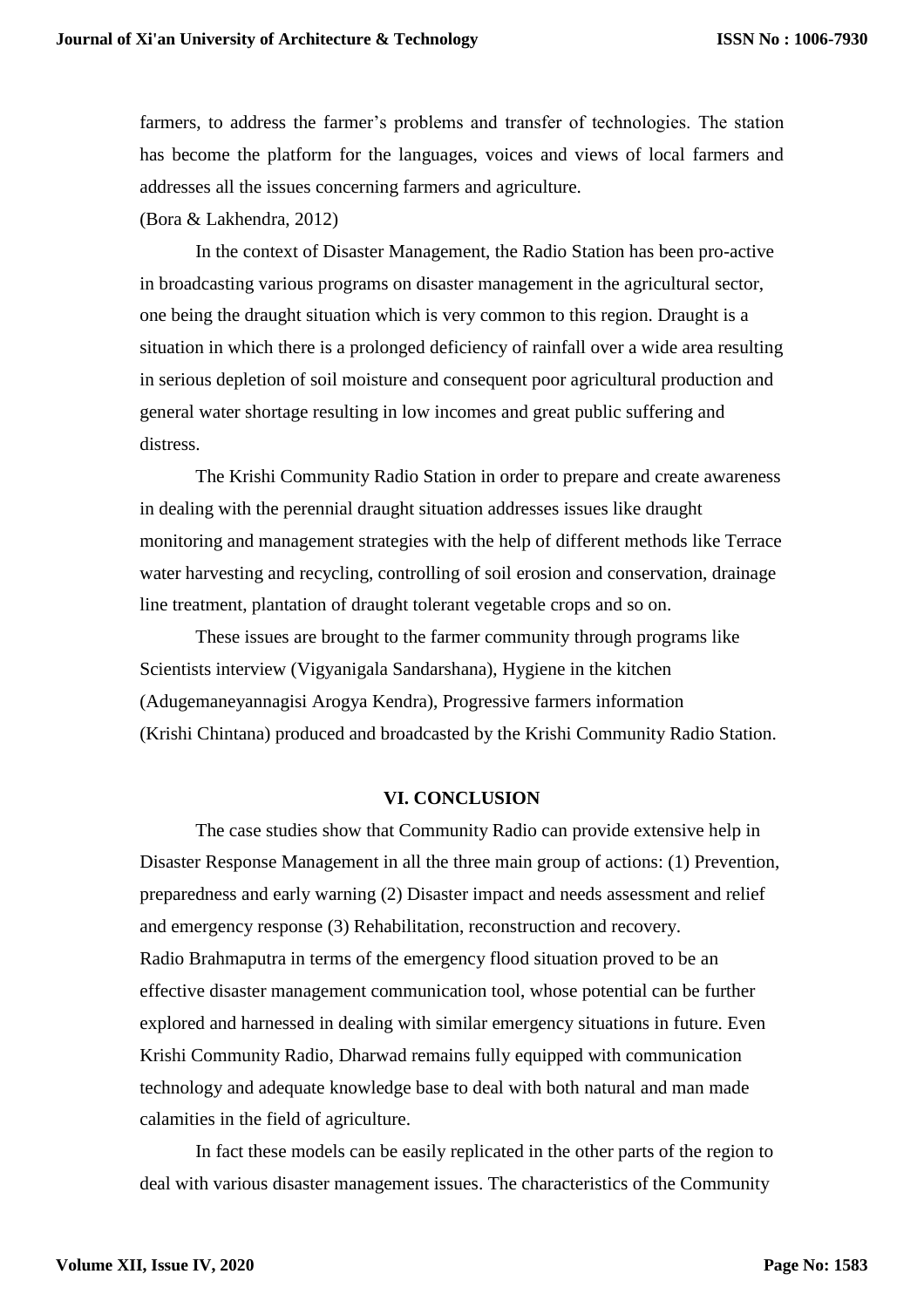farmers, to address the farmer's problems and transfer of technologies. The station has become the platform for the languages, voices and views of local farmers and addresses all the issues concerning farmers and agriculture.

(Bora & Lakhendra, 2012)

In the context of Disaster Management, the Radio Station has been pro-active in broadcasting various programs on disaster management in the agricultural sector, one being the draught situation which is very common to this region. Draught is a situation in which there is a prolonged deficiency of rainfall over a wide area resulting in serious depletion of soil moisture and consequent poor agricultural production and general water shortage resulting in low incomes and great public suffering and distress.

The Krishi Community Radio Station in order to prepare and create awareness in dealing with the perennial draught situation addresses issues like draught monitoring and management strategies with the help of different methods like Terrace water harvesting and recycling, controlling of soil erosion and conservation, drainage line treatment, plantation of draught tolerant vegetable crops and so on.

These issues are brought to the farmer community through programs like Scientists interview (Vigyanigala Sandarshana), Hygiene in the kitchen (Adugemaneyannagisi Arogya Kendra), Progressive farmers information (Krishi Chintana) produced and broadcasted by the Krishi Community Radio Station.

## VI. CONCLUSION

The case studies show that Community Radio can provide extensive help in Disaster Response Management in all the three main group of actions: (1) Prevention, preparedness and early warning (2) Disaster impact and needs assessment and relief and emergency response (3) Rehabilitation, reconstruction and recovery.

Radio Brahmaputra in terms of the emergency flood situation proved to be an effective disaster management communication tool, whose potential can be further explored and harnessed in dealing with similar emergency situations in future. Even Krishi Community Radio, Dharwad remains fully equipped with communication technology and adequate knowledge base to deal with both natural and man made calamities in the field of agriculture.

In fact these models can be easily replicated in the other parts of the region to deal with various disaster management issues. The characteristics of the Community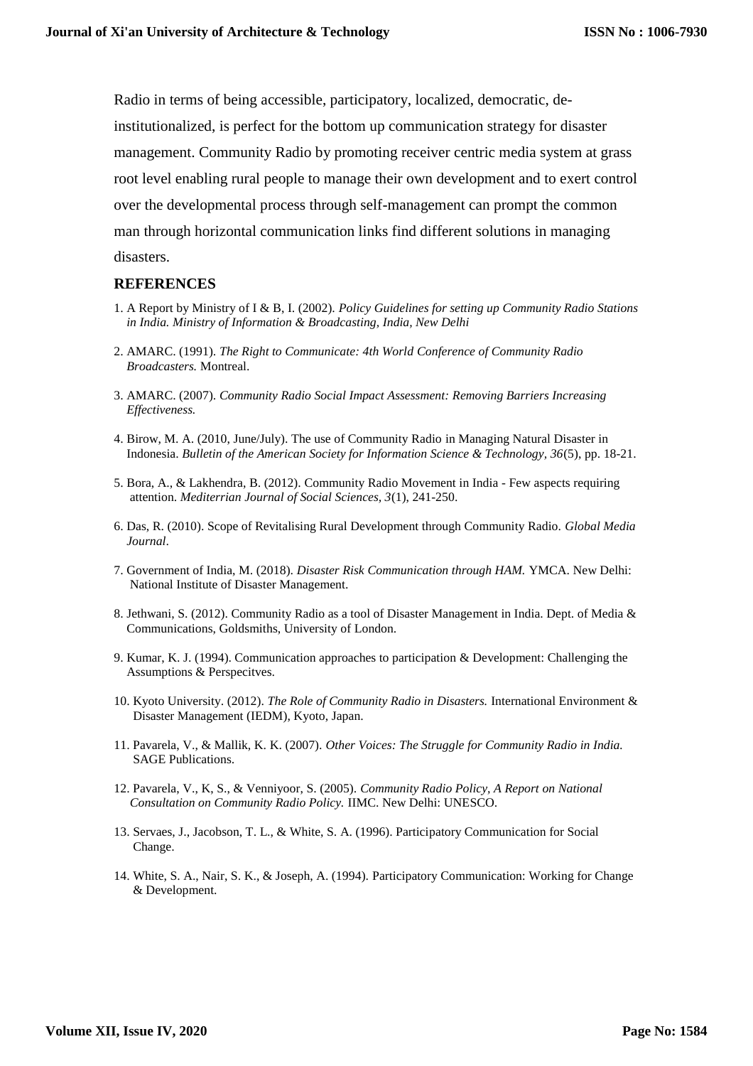Radio in terms of being accessible, participatory, localized, democratic, de-institutionalized, is perfect for the bottom up communication strategy for disaster management. Community Radio by promoting receiver centric media system at grass root level enabling rural people to manage their own development and to exert control over the developmental process through self-management can prompt the common man through horizontal communication links find different solutions in managing disasters.

## REFERENCES

1. A Report by Ministry of I & B, I. (2002). *Policy Guidelines for setting up Community Radio Stations in India. Ministry of Information & Broadcasting, India, New Delhi*
2. AMARC. (1991). *The Right to Communicate: 4th World Conference of Community Radio Broadcasters.* Montreal.
3. AMARC. (2007). *Community Radio Social Impact Assessment: Removing Barriers Increasing Effectiveness.*
4. Birow, M. A. (2010, June/July). The use of Community Radio in Managing Natural Disaster in Indonesia. *Bulletin of the American Society for Information Science & Technology, 36*(5), pp. 18-21.
5. Bora, A., & Lakhendra, B. (2012). Community Radio Movement in India - Few aspects requiring attention. *Mediterrian Journal of Social Sciences, 3*(1), 241-250.
6. Das, R. (2010). Scope of Revitalising Rural Development through Community Radio. *Global Media Journal*.
7. Government of India, M. (2018). *Disaster Risk Communication through HAM.* YMCA. New Delhi: National Institute of Disaster Management.
8. Jethwani, S. (2012). Community Radio as a tool of Disaster Management in India. Dept. of Media & Communications, Goldsmiths, University of London.
9. Kumar, K. J. (1994). Communication approaches to participation & Development: Challenging the Assumptions & Perspecitves.
10. Kyoto University. (2012). *The Role of Community Radio in Disasters.* International Environment & Disaster Management (IEDM), Kyoto, Japan.
11. Pavarela, V., & Mallik, K. K. (2007). *Other Voices: The Struggle for Community Radio in India.* SAGE Publications.
12. Pavarela, V., K, S., & Venniyoor, S. (2005). *Community Radio Policy, A Report on National Consultation on Community Radio Policy.* IIMC. New Delhi: UNESCO.
13. Servaes, J., Jacobson, T. L., & White, S. A. (1996). Participatory Communication for Social Change.
14. White, S. A., Nair, S. K., & Joseph, A. (1994). Participatory Communication: Working for Change & Development.